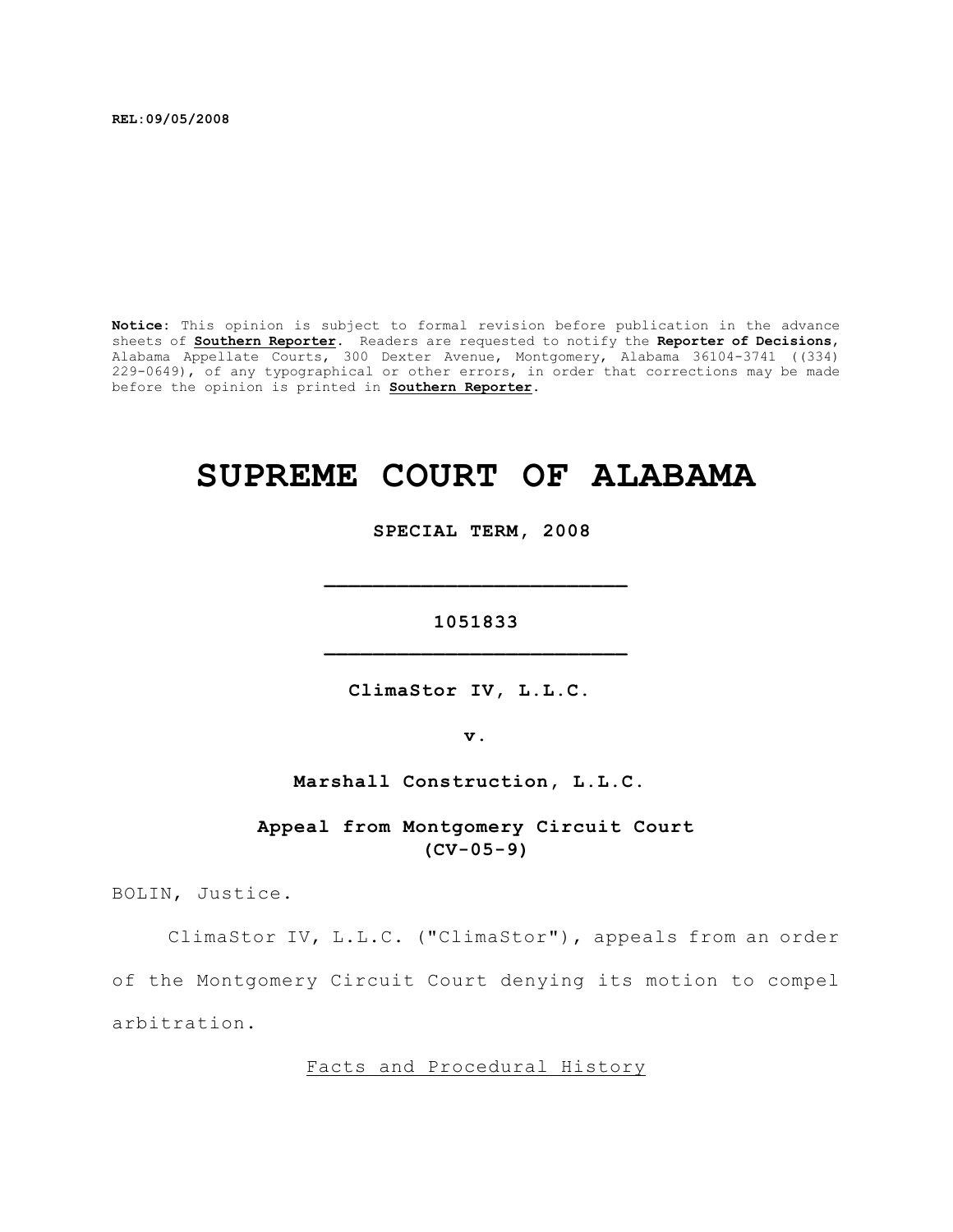REL:09/05/2008

**Notice**: This opinion is subject to formal revision before publication in the advance sheets of **Southern Reporter**. Readers are requested to notify the **Reporter of Decisions**, Alabama Appellate Courts, 300 Dexter Avenue, Montgomery, Alabama 36104-3741 ((334) 229-0649), of any typographical or other errors, in order that corrections may be made before the opinion is printed in **Southern Reporter**.

# SUPREME COURT OF ALABAMA

**SPECIAL TERM, 2008**

**1051833**

**ClimaStor IV, L.L.C.**

**v.**

**Marshall Construction, L.L.C.**

**Appeal from Montgomery Circuit Court (CV-05-9)**

BOLIN, Justice.

ClimaStor IV, L.L.C. ("ClimaStor"), appeals from an order of the Montgomery Circuit Court denying its motion to compel arbitration.

Facts and Procedural History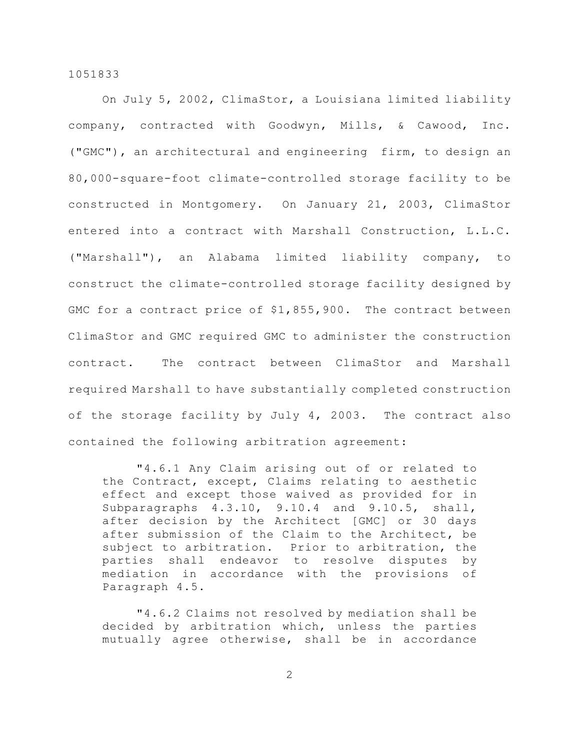On July 5, 2002, ClimaStor, a Louisiana limited liability company, contracted with Goodwyn, Mills, & Cawood, Inc. ("GMC"), an architectural and engineering firm, to design an 80,000-square-foot climate-controlled storage facility to be constructed in Montgomery. On January 21, 2003, ClimaStor entered into a contract with Marshall Construction, L.L.C. ("Marshall"), an Alabama limited liability company, to construct the climate-controlled storage facility designed by GMC for a contract price of $1,855,900. The contract between ClimaStor and GMC required GMC to administer the construction contract. The contract between ClimaStor and Marshall required Marshall to have substantially completed construction of the storage facility by July 4, 2003. The contract also contained the following arbitration agreement:

> "4.6.1 Any Claim arising out of or related to the Contract, except, Claims relating to aesthetic effect and except those waived as provided for in Subparagraphs 4.3.10, 9.10.4 and 9.10.5, shall, after decision by the Architect [GMC] or 30 days after submission of the Claim to the Architect, be subject to arbitration. Prior to arbitration, the parties shall endeavor to resolve disputes by mediation in accordance with the provisions of Paragraph 4.5.
>
> "4.6.2 Claims not resolved by mediation shall be decided by arbitration which, unless the parties mutually agree otherwise, shall be in accordance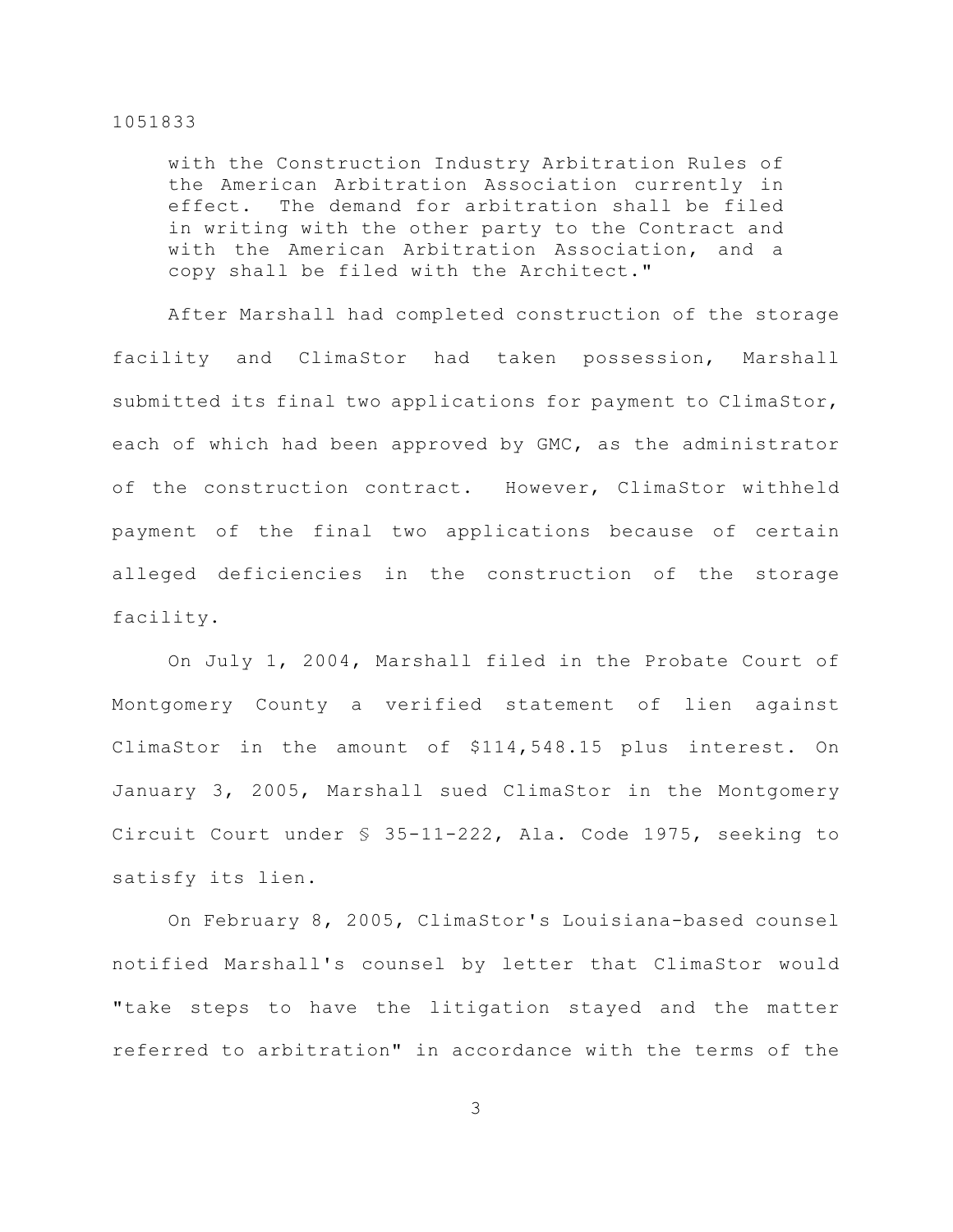> with the Construction Industry Arbitration Rules of the American Arbitration Association currently in effect. The demand for arbitration shall be filed in writing with the other party to the Contract and with the American Arbitration Association, and a copy shall be filed with the Architect."

After Marshall had completed construction of the storage facility and ClimaStor had taken possession, Marshall submitted its final two applications for payment to ClimaStor, each of which had been approved by GMC, as the administrator of the construction contract. However, ClimaStor withheld payment of the final two applications because of certain alleged deficiencies in the construction of the storage facility.

On July 1, 2004, Marshall filed in the Probate Court of Montgomery County a verified statement of lien against ClimaStor in the amount of $114,548.15 plus interest. On January 3, 2005, Marshall sued ClimaStor in the Montgomery Circuit Court under § 35-11-222, Ala. Code 1975, seeking to satisfy its lien.

On February 8, 2005, ClimaStor's Louisiana-based counsel notified Marshall's counsel by letter that ClimaStor would "take steps to have the litigation stayed and the matter referred to arbitration" in accordance with the terms of the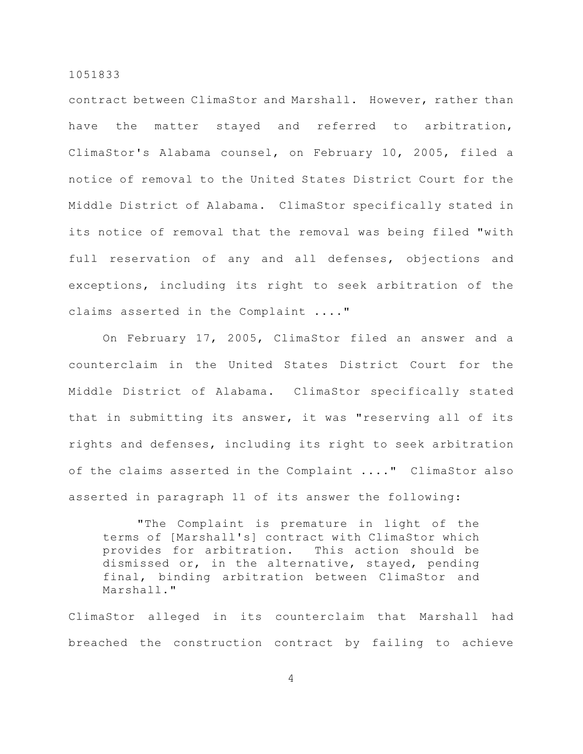contract between ClimaStor and Marshall. However, rather than have the matter stayed and referred to arbitration, ClimaStor's Alabama counsel, on February 10, 2005, filed a notice of removal to the United States District Court for the Middle District of Alabama. ClimaStor specifically stated in its notice of removal that the removal was being filed "with full reservation of any and all defenses, objections and exceptions, including its right to seek arbitration of the claims asserted in the Complaint ...."

On February 17, 2005, ClimaStor filed an answer and a counterclaim in the United States District Court for the Middle District of Alabama. ClimaStor specifically stated that in submitting its answer, it was "reserving all of its rights and defenses, including its right to seek arbitration of the claims asserted in the Complaint ...." ClimaStor also asserted in paragraph 11 of its answer the following:

> "The Complaint is premature in light of the terms of [Marshall's] contract with ClimaStor which provides for arbitration. This action should be dismissed or, in the alternative, stayed, pending final, binding arbitration between ClimaStor and Marshall."

ClimaStor alleged in its counterclaim that Marshall had breached the construction contract by failing to achieve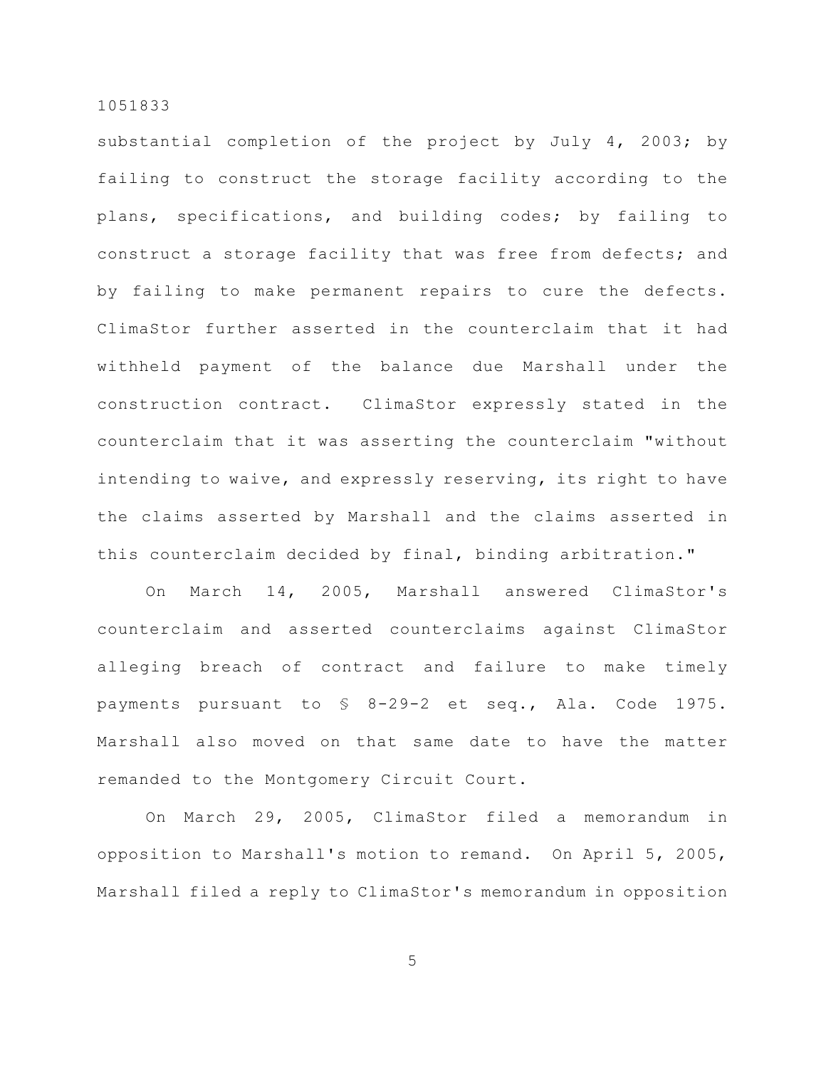substantial completion of the project by July 4, 2003; by failing to construct the storage facility according to the plans, specifications, and building codes; by failing to construct a storage facility that was free from defects; and by failing to make permanent repairs to cure the defects. ClimaStor further asserted in the counterclaim that it had withheld payment of the balance due Marshall under the construction contract. ClimaStor expressly stated in the counterclaim that it was asserting the counterclaim "without intending to waive, and expressly reserving, its right to have the claims asserted by Marshall and the claims asserted in this counterclaim decided by final, binding arbitration."

On March 14, 2005, Marshall answered ClimaStor's counterclaim and asserted counterclaims against ClimaStor alleging breach of contract and failure to make timely payments pursuant to § 8-29-2 et seq., Ala. Code 1975. Marshall also moved on that same date to have the matter remanded to the Montgomery Circuit Court.

On March 29, 2005, ClimaStor filed a memorandum in opposition to Marshall's motion to remand. On April 5, 2005, Marshall filed a reply to ClimaStor's memorandum in opposition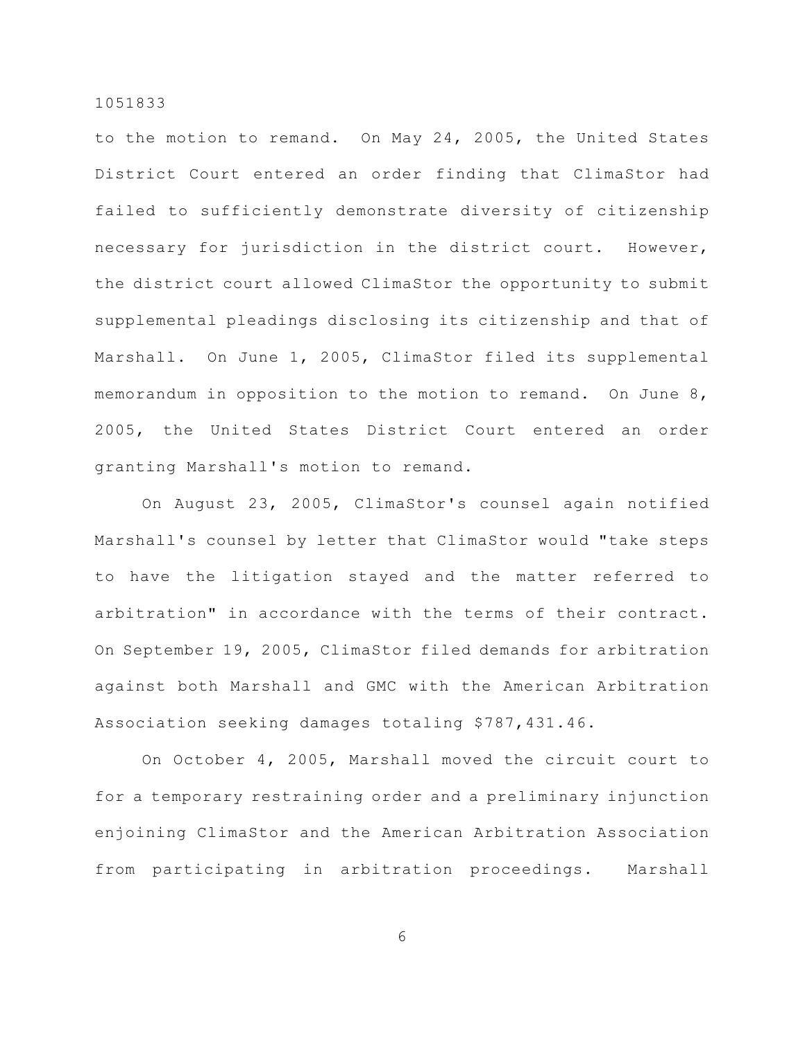to the motion to remand. On May 24, 2005, the United States District Court entered an order finding that ClimaStor had failed to sufficiently demonstrate diversity of citizenship necessary for jurisdiction in the district court. However, the district court allowed ClimaStor the opportunity to submit supplemental pleadings disclosing its citizenship and that of Marshall. On June 1, 2005, ClimaStor filed its supplemental memorandum in opposition to the motion to remand. On June 8, 2005, the United States District Court entered an order granting Marshall's motion to remand.

On August 23, 2005, ClimaStor's counsel again notified Marshall's counsel by letter that ClimaStor would "take steps to have the litigation stayed and the matter referred to arbitration" in accordance with the terms of their contract. On September 19, 2005, ClimaStor filed demands for arbitration against both Marshall and GMC with the American Arbitration Association seeking damages totaling $787,431.46.

On October 4, 2005, Marshall moved the circuit court to for a temporary restraining order and a preliminary injunction enjoining ClimaStor and the American Arbitration Association from participating in arbitration proceedings. Marshall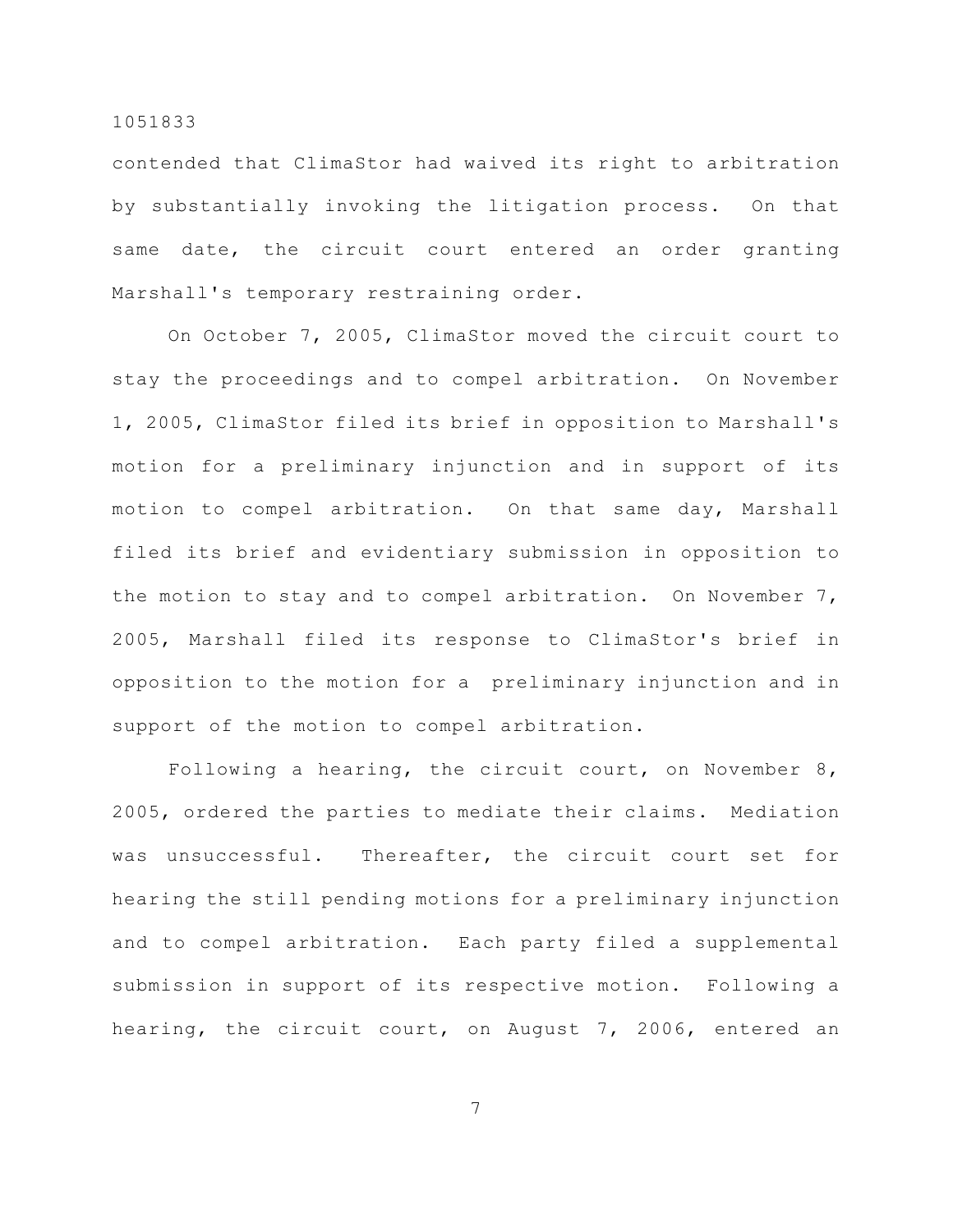contended that ClimaStor had waived its right to arbitration by substantially invoking the litigation process. On that same date, the circuit court entered an order granting Marshall's temporary restraining order.

On October 7, 2005, ClimaStor moved the circuit court to stay the proceedings and to compel arbitration. On November 1, 2005, ClimaStor filed its brief in opposition to Marshall's motion for a preliminary injunction and in support of its motion to compel arbitration. On that same day, Marshall filed its brief and evidentiary submission in opposition to the motion to stay and to compel arbitration. On November 7, 2005, Marshall filed its response to ClimaStor's brief in opposition to the motion for a preliminary injunction and in support of the motion to compel arbitration.

Following a hearing, the circuit court, on November 8, 2005, ordered the parties to mediate their claims. Mediation was unsuccessful. Thereafter, the circuit court set for hearing the still pending motions for a preliminary injunction and to compel arbitration. Each party filed a supplemental submission in support of its respective motion. Following a hearing, the circuit court, on August 7, 2006, entered an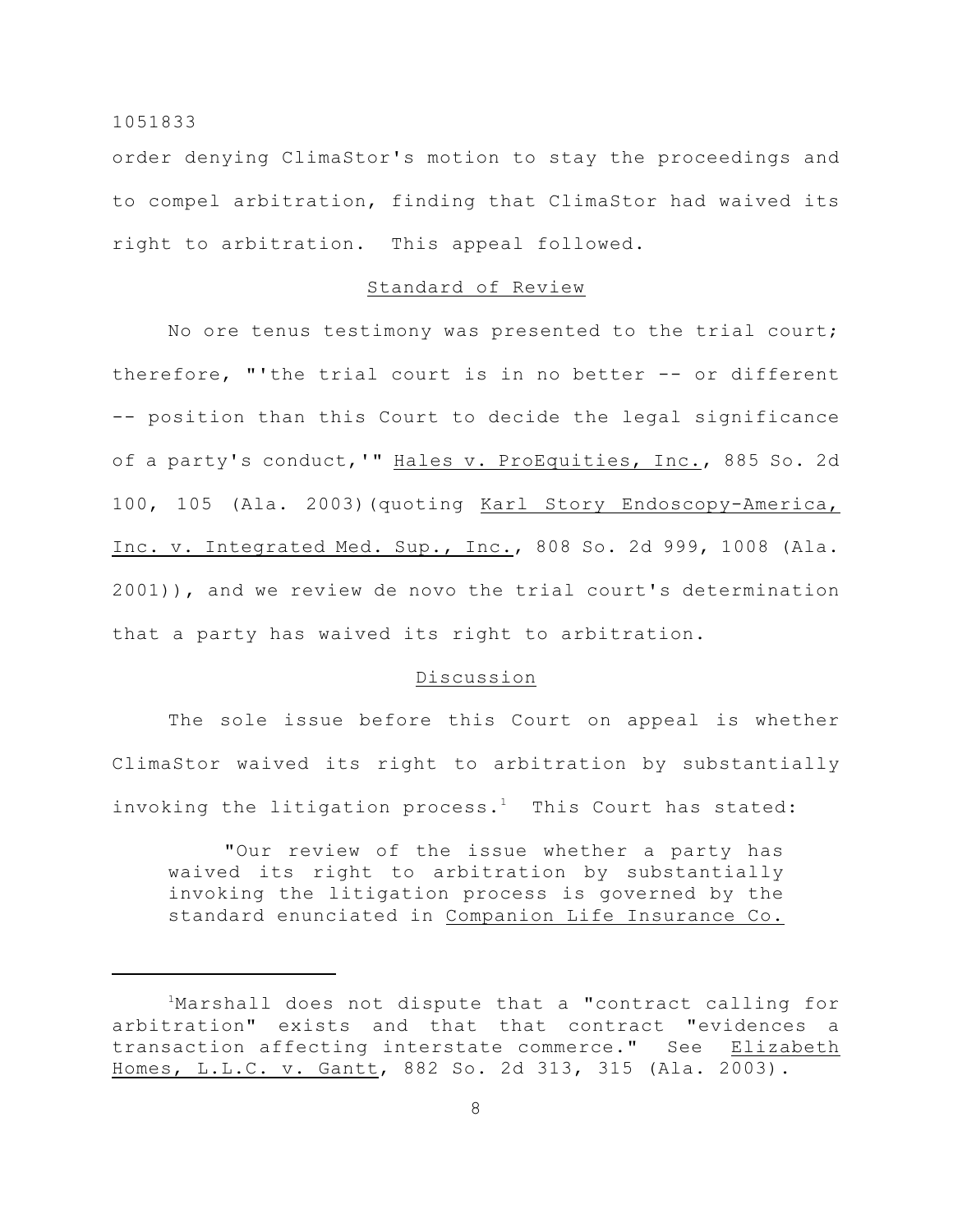order denying ClimaStor's motion to stay the proceedings and to compel arbitration, finding that ClimaStor had waived its right to arbitration. This appeal followed.

## Standard of Review

No ore tenus testimony was presented to the trial court; therefore, "'the trial court is in no better -- or different -- position than this Court to decide the legal significance of a party's conduct,'" Hales v. ProEquities, Inc., 885 So. 2d 100, 105 (Ala. 2003)(quoting Karl Story Endoscopy-America, Inc. v. Integrated Med. Sup., Inc., 808 So. 2d 999, 1008 (Ala. 2001)), and we review de novo the trial court's determination that a party has waived its right to arbitration.

## Discussion

The sole issue before this Court on appeal is whether ClimaStor waived its right to arbitration by substantially invoking the litigation process.[1] This Court has stated:

> "Our review of the issue whether a party has waived its right to arbitration by substantially invoking the litigation process is governed by the standard enunciated in Companion Life Insurance Co.

---

[1]Marshall does not dispute that a "contract calling for arbitration" exists and that that contract "evidences a transaction affecting interstate commerce." See Elizabeth Homes, L.L.C. v. Gantt, 882 So. 2d 313, 315 (Ala. 2003).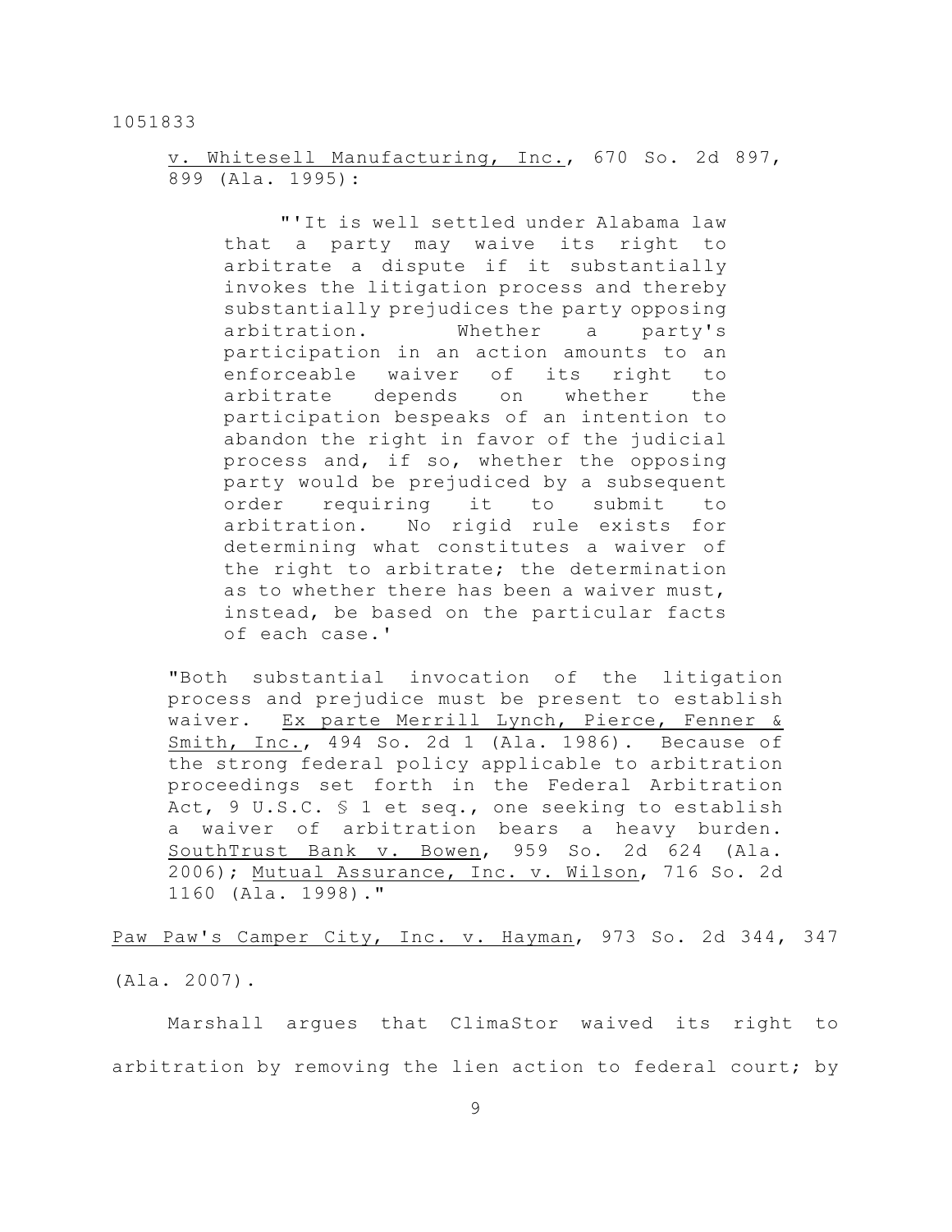v. Whitesell Manufacturing, Inc., 670 So. 2d 897, 899 (Ala. 1995):

> "'It is well settled under Alabama law that a party may waive its right to arbitrate a dispute if it substantially invokes the litigation process and thereby substantially prejudices the party opposing arbitration. Whether a party's participation in an action amounts to an enforceable waiver of its right to arbitrate depends on whether the participation bespeaks of an intention to abandon the right in favor of the judicial process and, if so, whether the opposing party would be prejudiced by a subsequent order requiring it to submit to arbitration. No rigid rule exists for determining what constitutes a waiver of the right to arbitrate; the determination as to whether there has been a waiver must, instead, be based on the particular facts of each case.'

"Both substantial invocation of the litigation process and prejudice must be present to establish waiver. Ex parte Merrill Lynch, Pierce, Fenner & Smith, Inc., 494 So. 2d 1 (Ala. 1986). Because of the strong federal policy applicable to arbitration proceedings set forth in the Federal Arbitration Act, 9 U.S.C. § 1 et seq., one seeking to establish a waiver of arbitration bears a heavy burden. SouthTrust Bank v. Bowen, 959 So. 2d 624 (Ala. 2006); Mutual Assurance, Inc. v. Wilson, 716 So. 2d 1160 (Ala. 1998)."

Paw Paw's Camper City, Inc. v. Hayman, 973 So. 2d 344, 347 (Ala. 2007).

Marshall argues that ClimaStor waived its right to arbitration by removing the lien action to federal court; by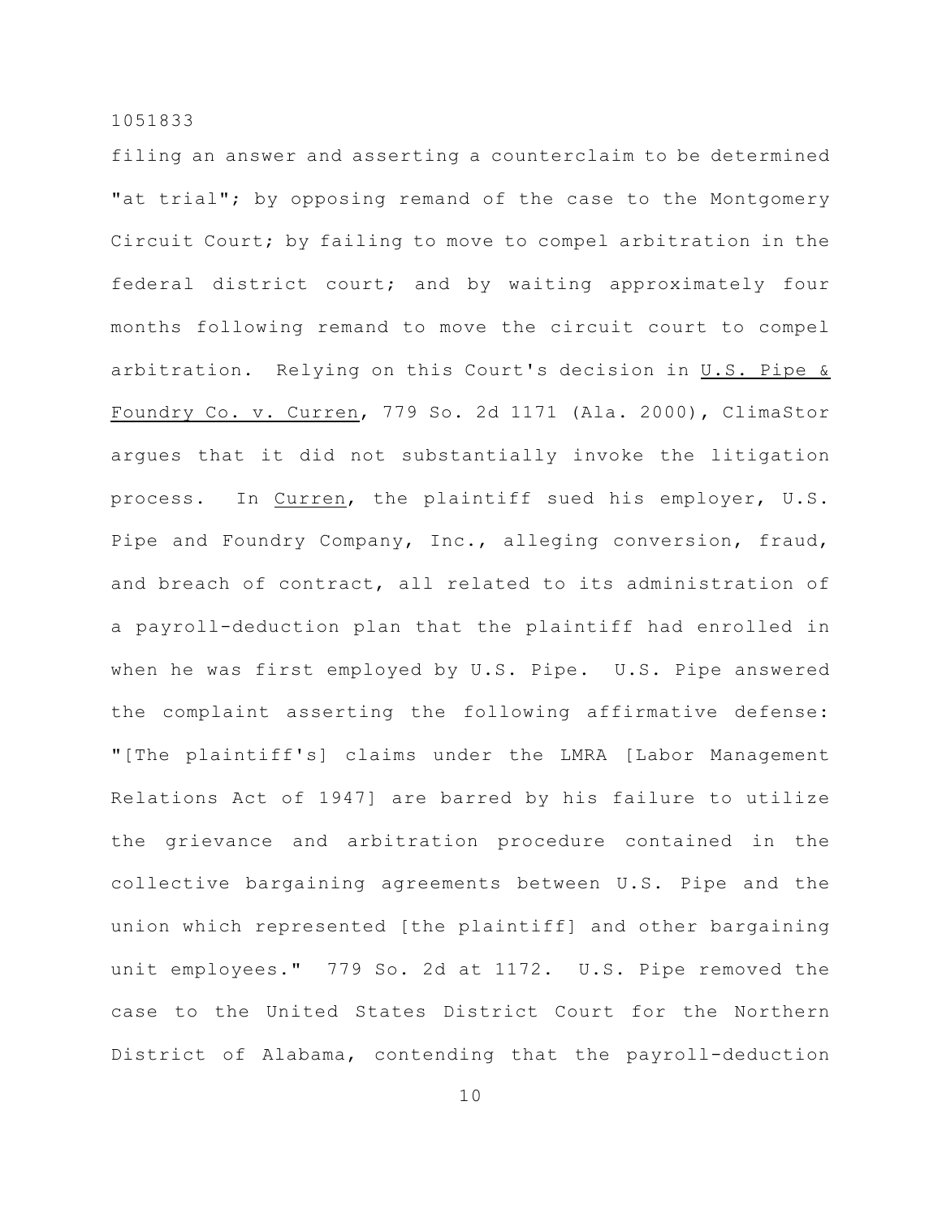filing an answer and asserting a counterclaim to be determined "at trial"; by opposing remand of the case to the Montgomery Circuit Court; by failing to move to compel arbitration in the federal district court; and by waiting approximately four months following remand to move the circuit court to compel arbitration. Relying on this Court's decision in U.S. Pipe & Foundry Co. v. Curren, 779 So. 2d 1171 (Ala. 2000), ClimaStor argues that it did not substantially invoke the litigation process. In Curren, the plaintiff sued his employer, U.S. Pipe and Foundry Company, Inc., alleging conversion, fraud, and breach of contract, all related to its administration of a payroll-deduction plan that the plaintiff had enrolled in when he was first employed by U.S. Pipe. U.S. Pipe answered the complaint asserting the following affirmative defense: "[The plaintiff's] claims under the LMRA [Labor Management Relations Act of 1947] are barred by his failure to utilize the grievance and arbitration procedure contained in the collective bargaining agreements between U.S. Pipe and the union which represented [the plaintiff] and other bargaining unit employees." 779 So. 2d at 1172. U.S. Pipe removed the case to the United States District Court for the Northern District of Alabama, contending that the payroll-deduction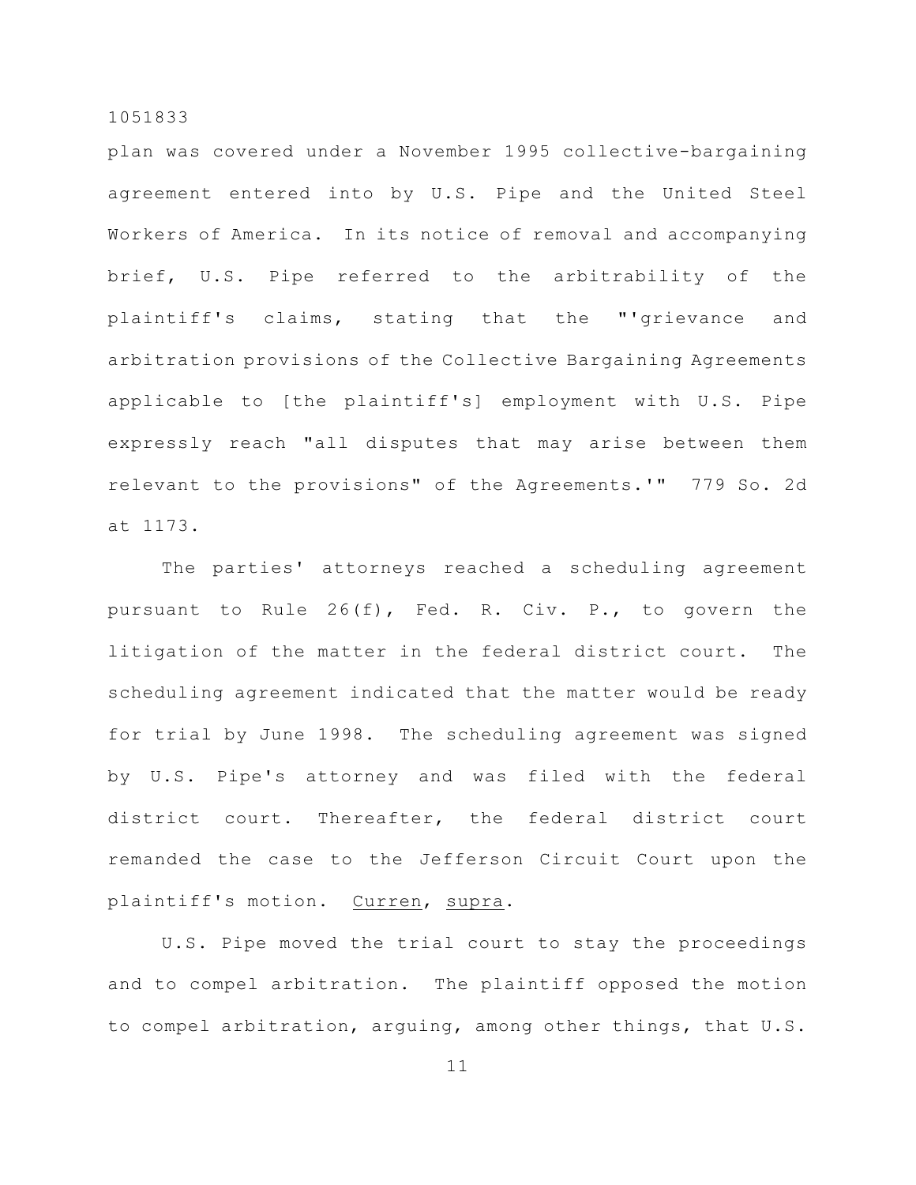plan was covered under a November 1995 collective-bargaining agreement entered into by U.S. Pipe and the United Steel Workers of America. In its notice of removal and accompanying brief, U.S. Pipe referred to the arbitrability of the plaintiff's claims, stating that the "'grievance and arbitration provisions of the Collective Bargaining Agreements applicable to [the plaintiff's] employment with U.S. Pipe expressly reach "all disputes that may arise between them relevant to the provisions" of the Agreements.'" 779 So. 2d at 1173.

The parties' attorneys reached a scheduling agreement pursuant to Rule 26(f), Fed. R. Civ. P., to govern the litigation of the matter in the federal district court. The scheduling agreement indicated that the matter would be ready for trial by June 1998. The scheduling agreement was signed by U.S. Pipe's attorney and was filed with the federal district court. Thereafter, the federal district court remanded the case to the Jefferson Circuit Court upon the plaintiff's motion. Curren, supra.

U.S. Pipe moved the trial court to stay the proceedings and to compel arbitration. The plaintiff opposed the motion to compel arbitration, arguing, among other things, that U.S.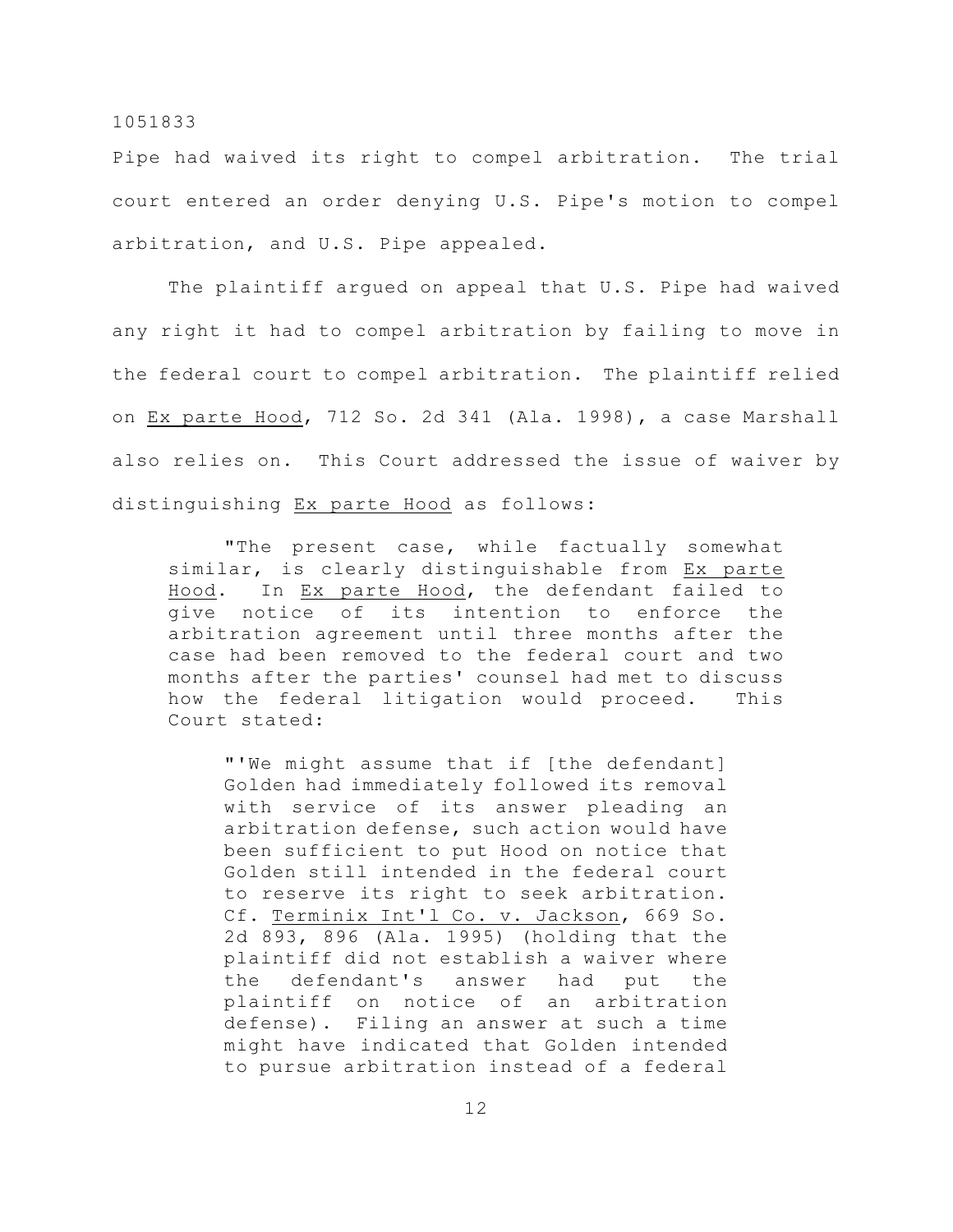Pipe had waived its right to compel arbitration. The trial court entered an order denying U.S. Pipe's motion to compel arbitration, and U.S. Pipe appealed.

The plaintiff argued on appeal that U.S. Pipe had waived any right it had to compel arbitration by failing to move in the federal court to compel arbitration. The plaintiff relied on Ex parte Hood, 712 So. 2d 341 (Ala. 1998), a case Marshall also relies on. This Court addressed the issue of waiver by distinguishing Ex parte Hood as follows:

> "The present case, while factually somewhat similar, is clearly distinguishable from Ex parte Hood. In Ex parte Hood, the defendant failed to give notice of its intention to enforce the arbitration agreement until three months after the case had been removed to the federal court and two months after the parties' counsel had met to discuss how the federal litigation would proceed. This Court stated:
>
> > "'We might assume that if [the defendant] Golden had immediately followed its removal with service of its answer pleading an arbitration defense, such action would have been sufficient to put Hood on notice that Golden still intended in the federal court to reserve its right to seek arbitration. Cf. Terminix Int'l Co. v. Jackson, 669 So. 2d 893, 896 (Ala. 1995) (holding that the plaintiff did not establish a waiver where the defendant's answer had put the plaintiff on notice of an arbitration defense). Filing an answer at such a time might have indicated that Golden intended to pursue arbitration instead of a federal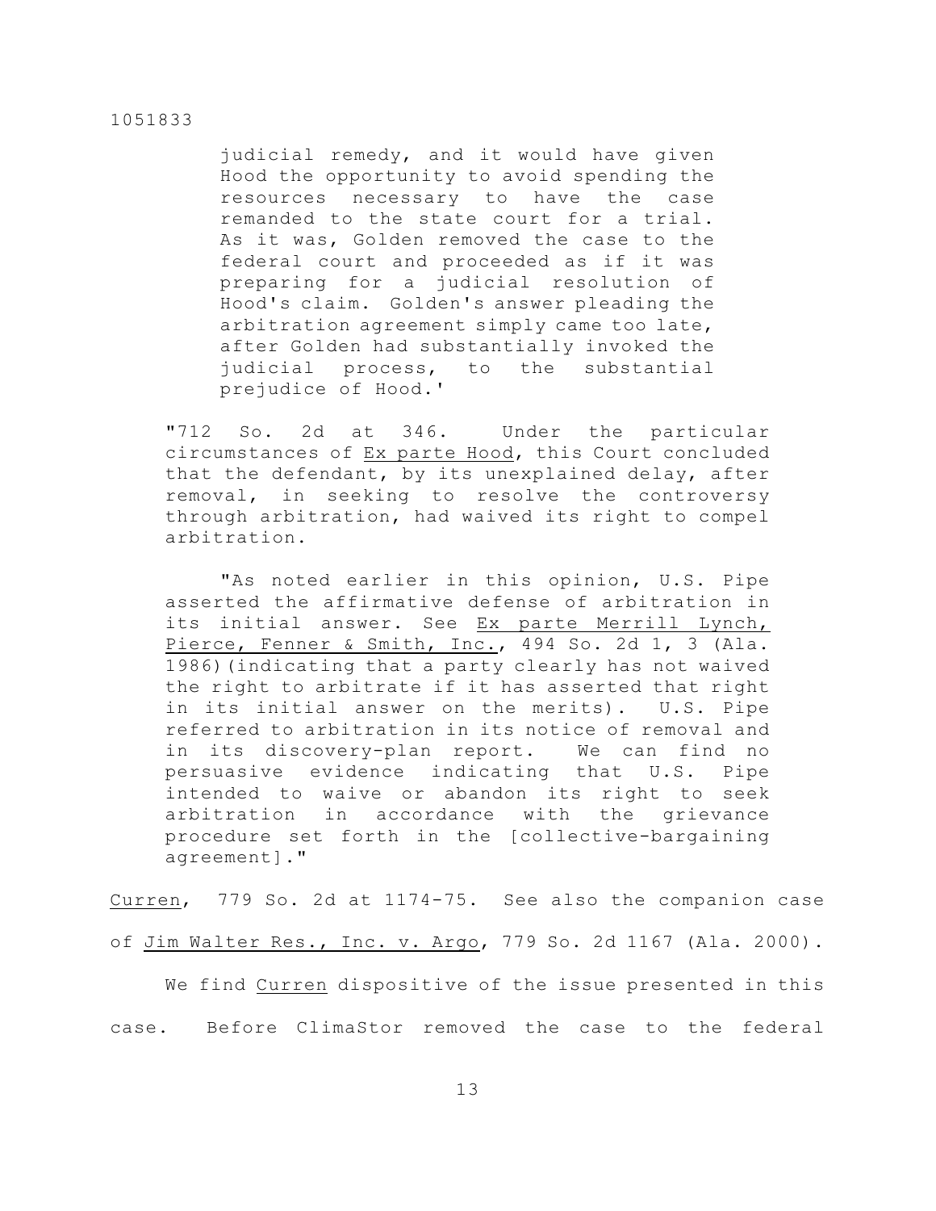> > judicial remedy, and it would have given Hood the opportunity to avoid spending the resources necessary to have the case remanded to the state court for a trial. As it was, Golden removed the case to the federal court and proceeded as if it was preparing for a judicial resolution of Hood's claim. Golden's answer pleading the arbitration agreement simply came too late, after Golden had substantially invoked the judicial process, to the substantial prejudice of Hood.'
>
> "712 So. 2d at 346. Under the particular circumstances of Ex parte Hood, this Court concluded that the defendant, by its unexplained delay, after removal, in seeking to resolve the controversy through arbitration, had waived its right to compel arbitration.
>
> "As noted earlier in this opinion, U.S. Pipe asserted the affirmative defense of arbitration in its initial answer. See Ex parte Merrill Lynch, Pierce, Fenner & Smith, Inc., 494 So. 2d 1, 3 (Ala. 1986)(indicating that a party clearly has not waived the right to arbitrate if it has asserted that right in its initial answer on the merits). U.S. Pipe referred to arbitration in its notice of removal and in its discovery-plan report. We can find no persuasive evidence indicating that U.S. Pipe intended to waive or abandon its right to seek arbitration in accordance with the grievance procedure set forth in the [collective-bargaining agreement]."

Curren, 779 So. 2d at 1174-75. See also the companion case of Jim Walter Res., Inc. v. Argo, 779 So. 2d 1167 (Ala. 2000).

We find Curren dispositive of the issue presented in this case. Before ClimaStor removed the case to the federal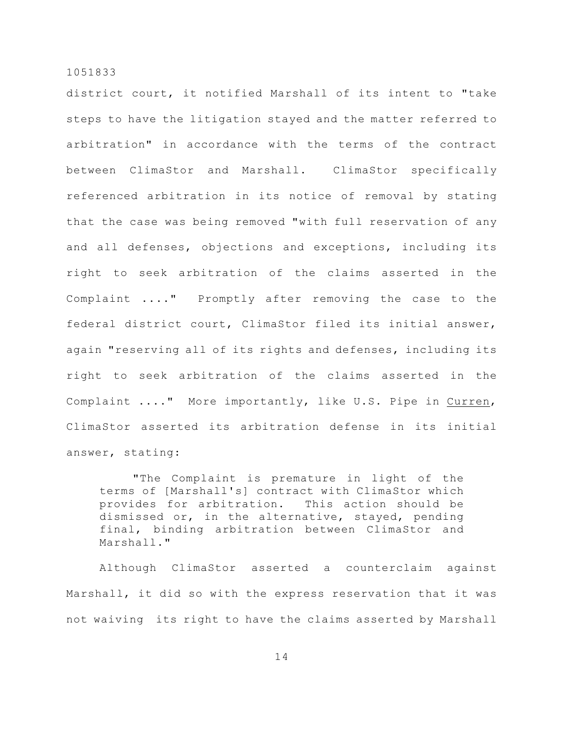district court, it notified Marshall of its intent to "take steps to have the litigation stayed and the matter referred to arbitration" in accordance with the terms of the contract between ClimaStor and Marshall. ClimaStor specifically referenced arbitration in its notice of removal by stating that the case was being removed "with full reservation of any and all defenses, objections and exceptions, including its right to seek arbitration of the claims asserted in the Complaint ...." Promptly after removing the case to the federal district court, ClimaStor filed its initial answer, again "reserving all of its rights and defenses, including its right to seek arbitration of the claims asserted in the Complaint ...." More importantly, like U.S. Pipe in Curren, ClimaStor asserted its arbitration defense in its initial answer, stating:

> "The Complaint is premature in light of the terms of [Marshall's] contract with ClimaStor which provides for arbitration. This action should be dismissed or, in the alternative, stayed, pending final, binding arbitration between ClimaStor and Marshall."

Although ClimaStor asserted a counterclaim against Marshall, it did so with the express reservation that it was not waiving its right to have the claims asserted by Marshall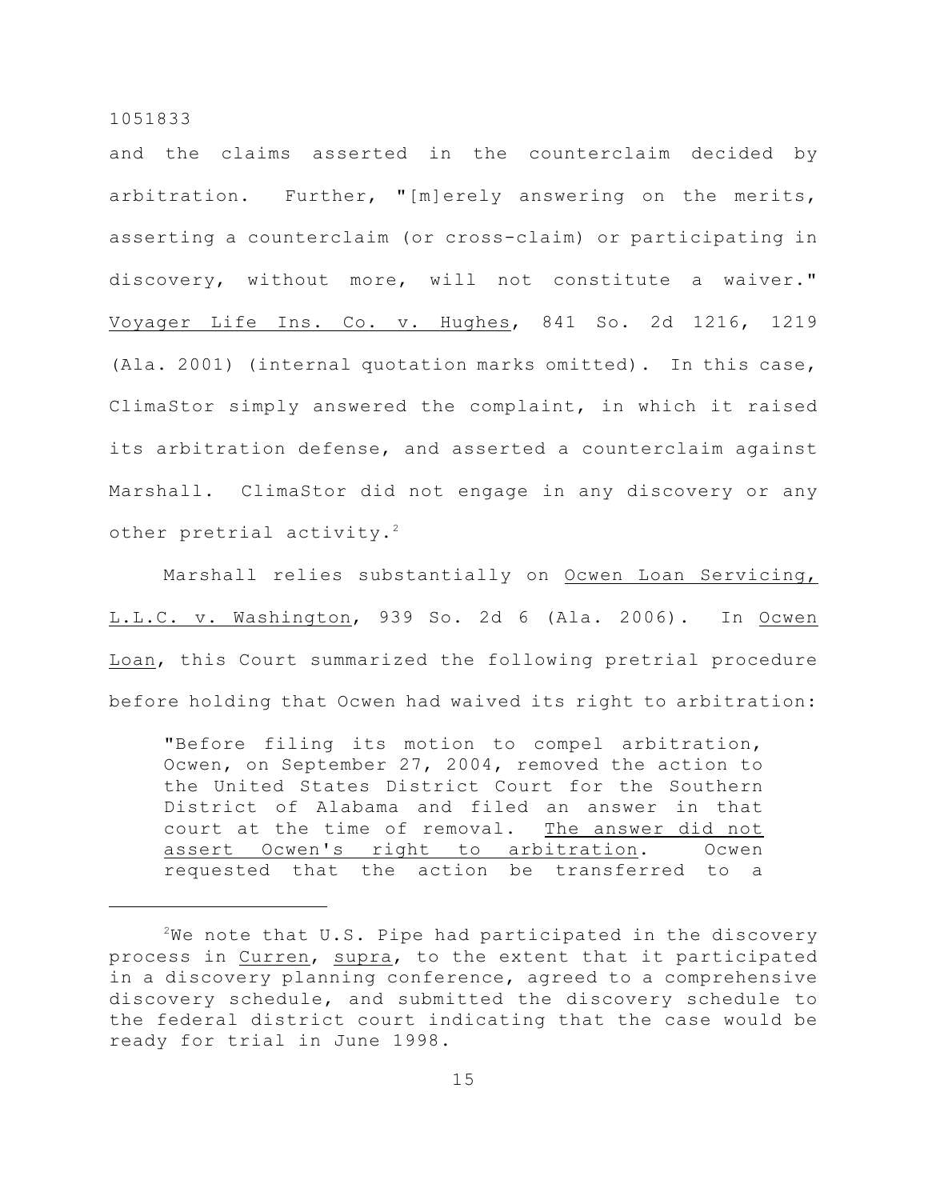and the claims asserted in the counterclaim decided by arbitration. Further, "[m]erely answering on the merits, asserting a counterclaim (or cross-claim) or participating in discovery, without more, will not constitute a waiver." _Voyager Life Ins. Co. v. Hughes_, 841 So. 2d 1216, 1219 (Ala. 2001) (internal quotation marks omitted). In this case, ClimaStor simply answered the complaint, in which it raised its arbitration defense, and asserted a counterclaim against Marshall. ClimaStor did not engage in any discovery or any other pretrial activity.[2]

Marshall relies substantially on _Ocwen Loan Servicing, L.L.C. v. Washington_, 939 So. 2d 6 (Ala. 2006). In _Ocwen Loan_, this Court summarized the following pretrial procedure before holding that Ocwen had waived its right to arbitration:

> "Before filing its motion to compel arbitration, Ocwen, on September 27, 2004, removed the action to the United States District Court for the Southern District of Alabama and filed an answer in that court at the time of removal. _The answer did not assert Ocwen's right to arbitration_. Ocwen requested that the action be transferred to a

---

[2]We note that U.S. Pipe had participated in the discovery process in _Curren_, _supra_, to the extent that it participated in a discovery planning conference, agreed to a comprehensive discovery schedule, and submitted the discovery schedule to the federal district court indicating that the case would be ready for trial in June 1998.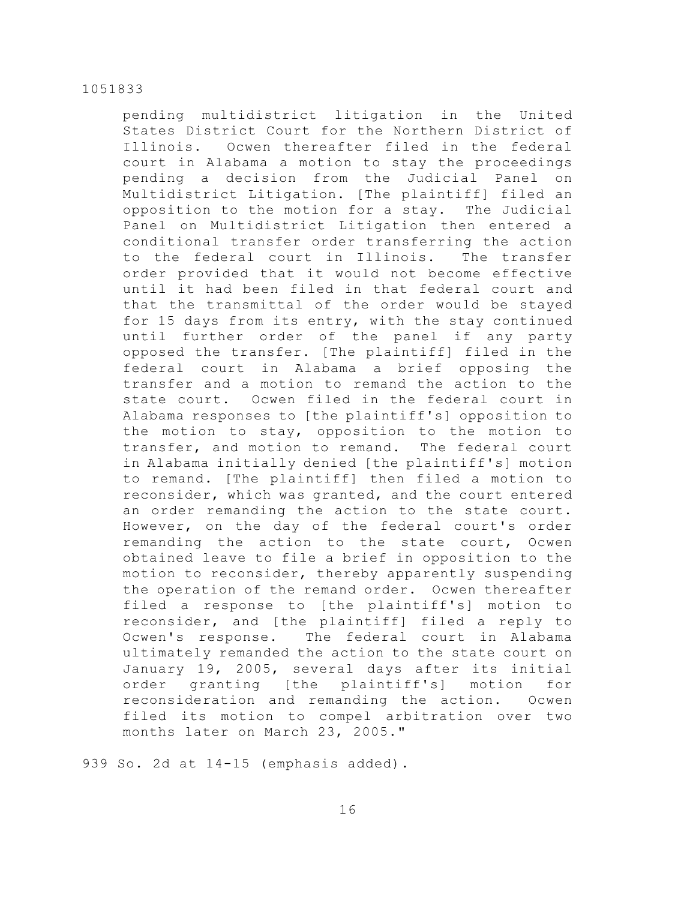pending multidistrict litigation in the United States District Court for the Northern District of Illinois. Ocwen thereafter filed in the federal court in Alabama a motion to stay the proceedings pending a decision from the Judicial Panel on Multidistrict Litigation. [The plaintiff] filed an opposition to the motion for a stay. The Judicial Panel on Multidistrict Litigation then entered a conditional transfer order transferring the action to the federal court in Illinois. The transfer order provided that it would not become effective until it had been filed in that federal court and that the transmittal of the order would be stayed for 15 days from its entry, with the stay continued until further order of the panel if any party opposed the transfer. [The plaintiff] filed in the federal court in Alabama a brief opposing the transfer and a motion to remand the action to the state court. Ocwen filed in the federal court in Alabama responses to [the plaintiff's] opposition to the motion to stay, opposition to the motion to transfer, and motion to remand. The federal court in Alabama initially denied [the plaintiff's] motion to remand. [The plaintiff] then filed a motion to reconsider, which was granted, and the court entered an order remanding the action to the state court. However, on the day of the federal court's order remanding the action to the state court, Ocwen obtained leave to file a brief in opposition to the motion to reconsider, thereby apparently suspending the operation of the remand order. Ocwen thereafter filed a response to [the plaintiff's] motion to reconsider, and [the plaintiff] filed a reply to Ocwen's response. The federal court in Alabama ultimately remanded the action to the state court on January 19, 2005, several days after its initial order granting [the plaintiff's] motion for reconsideration and remanding the action. Ocwen filed its motion to compel arbitration over two months later on March 23, 2005."

939 So. 2d at 14-15 (emphasis added).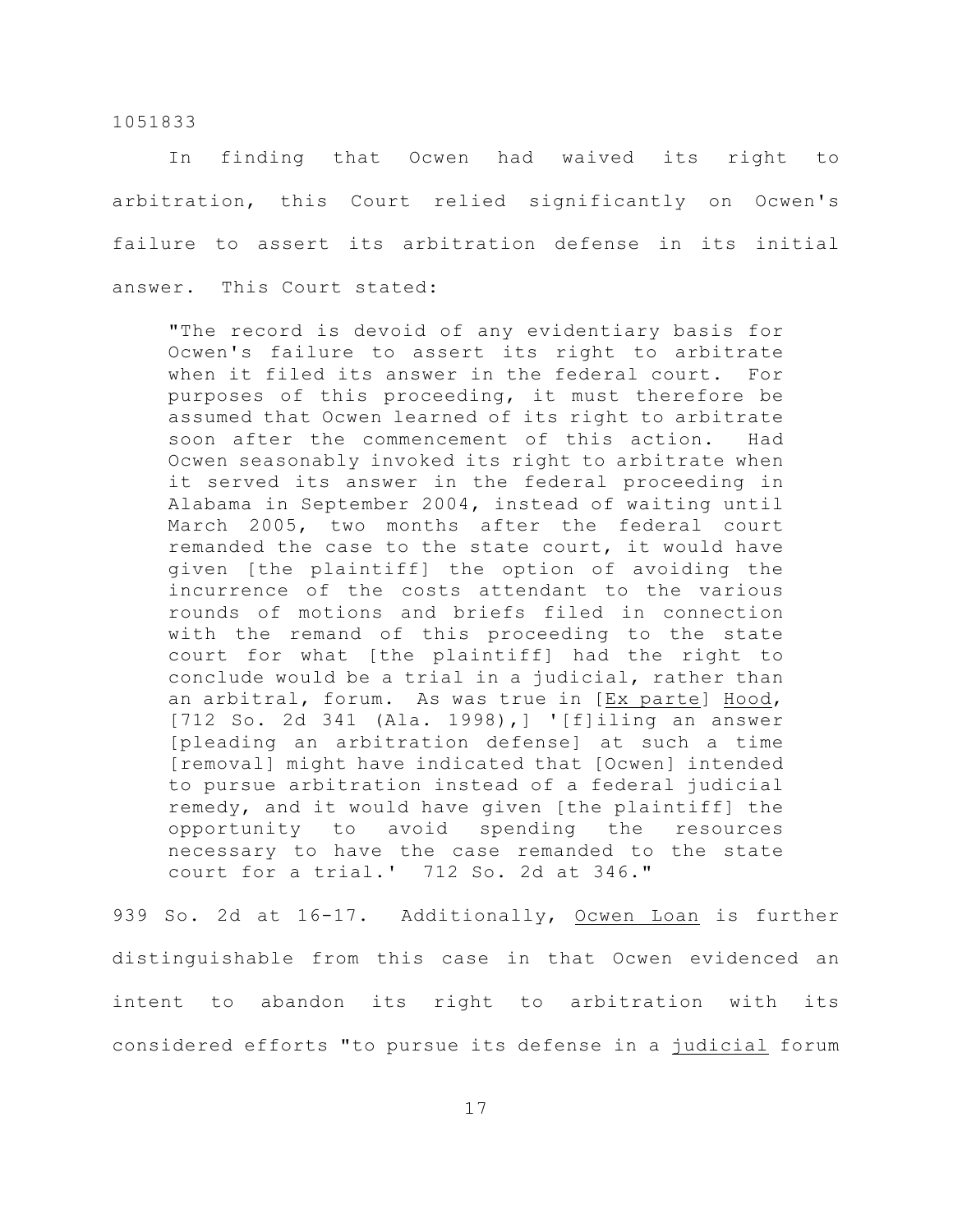In finding that Ocwen had waived its right to arbitration, this Court relied significantly on Ocwen's failure to assert its arbitration defense in its initial answer. This Court stated:

> "The record is devoid of any evidentiary basis for Ocwen's failure to assert its right to arbitrate when it filed its answer in the federal court. For purposes of this proceeding, it must therefore be assumed that Ocwen learned of its right to arbitrate soon after the commencement of this action. Had Ocwen seasonably invoked its right to arbitrate when it served its answer in the federal proceeding in Alabama in September 2004, instead of waiting until March 2005, two months after the federal court remanded the case to the state court, it would have given [the plaintiff] the option of avoiding the incurrence of the costs attendant to the various rounds of motions and briefs filed in connection with the remand of this proceeding to the state court for what [the plaintiff] had the right to conclude would be a trial in a judicial, rather than an arbitral, forum. As was true in [Ex parte] Hood, [712 So. 2d 341 (Ala. 1998),] '[f]iling an answer [pleading an arbitration defense] at such a time [removal] might have indicated that [Ocwen] intended to pursue arbitration instead of a federal judicial remedy, and it would have given [the plaintiff] the opportunity to avoid spending the resources necessary to have the case remanded to the state court for a trial.' 712 So. 2d at 346."

939 So. 2d at 16-17. Additionally, Ocwen Loan is further distinguishable from this case in that Ocwen evidenced an intent to abandon its right to arbitration with its considered efforts "to pursue its defense in a judicial forum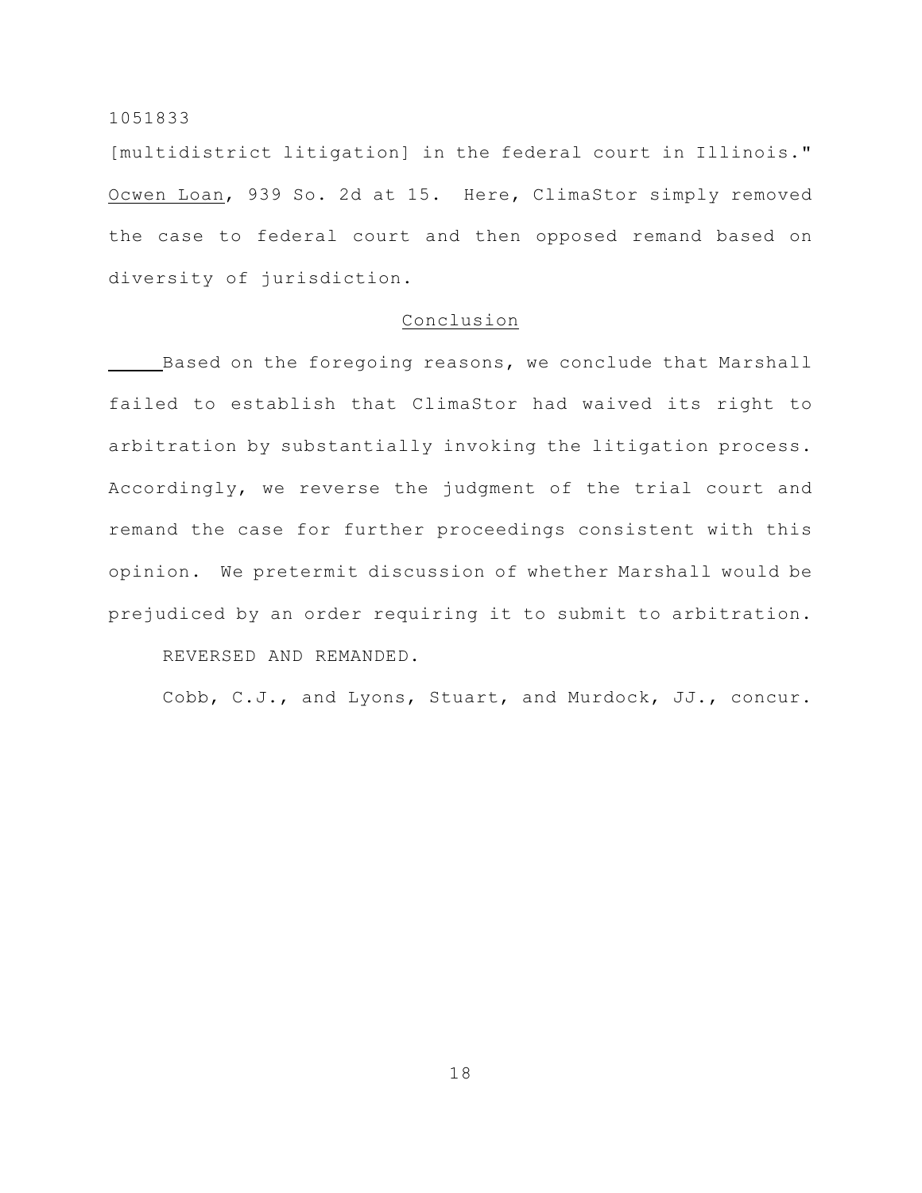[multidistrict litigation] in the federal court in Illinois." Ocwen Loan, 939 So. 2d at 15. Here, ClimaStor simply removed the case to federal court and then opposed remand based on diversity of jurisdiction.

## Conclusion

Based on the foregoing reasons, we conclude that Marshall failed to establish that ClimaStor had waived its right to arbitration by substantially invoking the litigation process. Accordingly, we reverse the judgment of the trial court and remand the case for further proceedings consistent with this opinion. We pretermit discussion of whether Marshall would be prejudiced by an order requiring it to submit to arbitration.

REVERSED AND REMANDED.

Cobb, C.J., and Lyons, Stuart, and Murdock, JJ., concur.